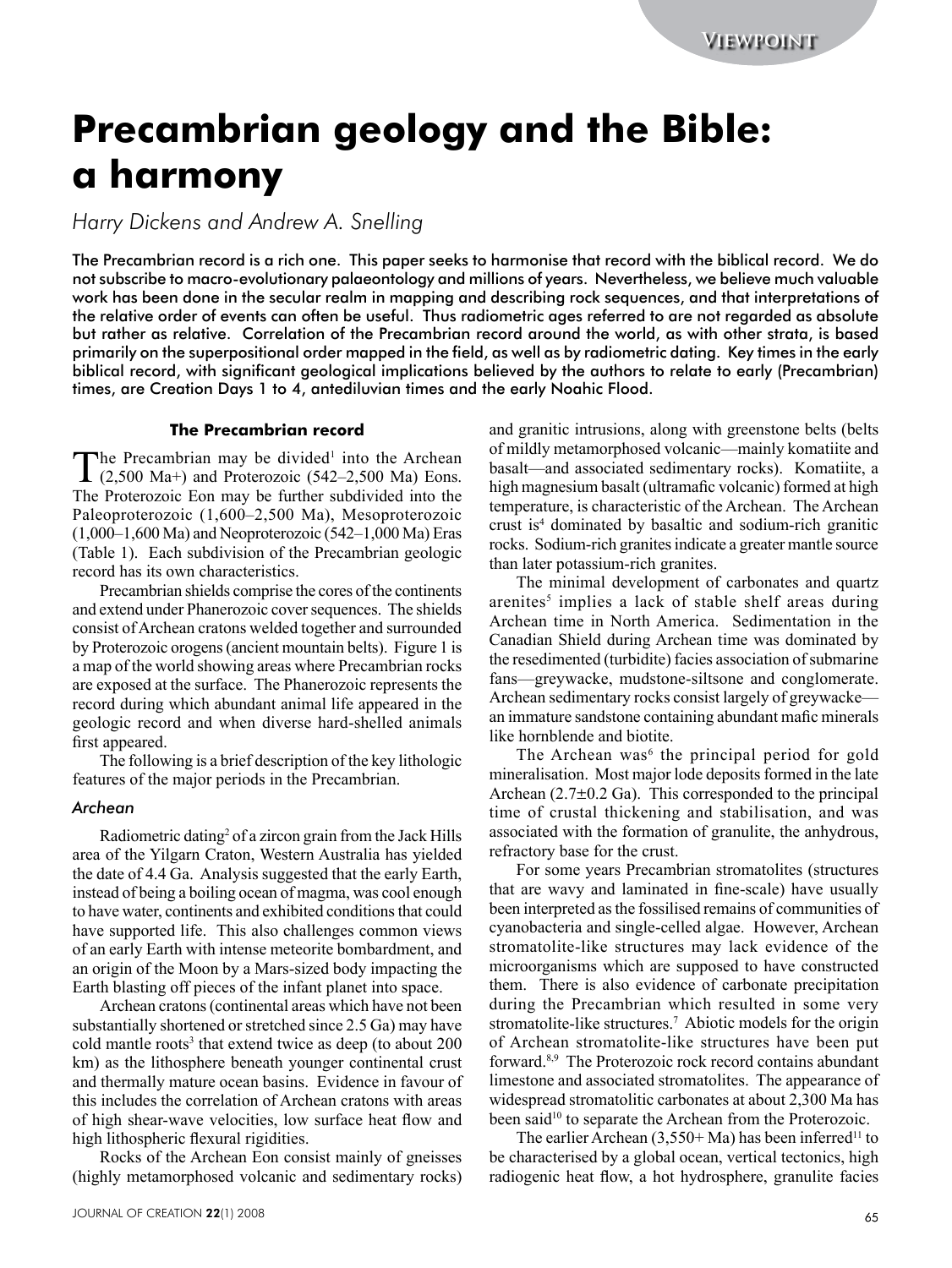# Precambrian geology and the Bible: a harmony

*Harry Dickens and Andrew A. Snelling*

The Precambrian record is a rich one. This paper seeks to harmonise that record with the biblical record. We do not subscribe to macro-evolutionary palaeontology and millions of years. Nevertheless, we believe much valuable work has been done in the secular realm in mapping and describing rock sequences, and that interpretations of the relative order of events can often be useful. Thus radiometric ages referred to are not regarded as absolute but rather as relative. Correlation of the Precambrian record around the world, as with other strata, is based primarily on the superpositional order mapped in the field, as well as by radiometric dating. Key times in the early biblical record, with significant geological implications believed by the authors to relate to early (Precambrian) times, are Creation Days 1 to 4, antediluvian times and the early Noahic Flood.

### The Precambrian record

The Precambrian may be divided[1] into the Archean (2,500 Ma+) and Proterozoic (542–2,500 Ma) Eons. The Proterozoic Eon may be further subdivided into the Paleoproterozoic (1,600–2,500 Ma), Mesoproterozoic (1,000–1,600 Ma) and Neoproterozoic (542–1,000 Ma) Eras (Table 1). Each subdivision of the Precambrian geologic record has its own characteristics.

Precambrian shields comprise the cores of the continents and extend under Phanerozoic cover sequences. The shields consist of Archean cratons welded together and surrounded by Proterozoic orogens (ancient mountain belts). Figure 1 is a map of the world showing areas where Precambrian rocks are exposed at the surface. The Phanerozoic represents the record during which abundant animal life appeared in the geologic record and when diverse hard-shelled animals first appeared.

The following is a brief description of the key lithologic features of the major periods in the Precambrian.

#### *Archean*

Radiometric dating[2] of a zircon grain from the Jack Hills area of the Yilgarn Craton, Western Australia has yielded the date of 4.4 Ga. Analysis suggested that the early Earth, instead of being a boiling ocean of magma, was cool enough to have water, continents and exhibited conditions that could have supported life. This also challenges common views of an early Earth with intense meteorite bombardment, and an origin of the Moon by a Mars-sized body impacting the Earth blasting off pieces of the infant planet into space.

Archean cratons (continental areas which have not been substantially shortened or stretched since 2.5 Ga) may have cold mantle roots[3] that extend twice as deep (to about 200 km) as the lithosphere beneath younger continental crust and thermally mature ocean basins. Evidence in favour of this includes the correlation of Archean cratons with areas of high shear-wave velocities, low surface heat flow and high lithospheric flexural rigidities.

Rocks of the Archean Eon consist mainly of gneisses (highly metamorphosed volcanic and sedimentary rocks) and granitic intrusions, along with greenstone belts (belts of mildly metamorphosed volcanic—mainly komatiite and basalt—and associated sedimentary rocks). Komatiite, a high magnesium basalt (ultramafic volcanic) formed at high temperature, is characteristic of the Archean. The Archean crust is[4] dominated by basaltic and sodium-rich granitic rocks. Sodium-rich granites indicate a greater mantle source than later potassium-rich granites.

The minimal development of carbonates and quartz arenites[5] implies a lack of stable shelf areas during Archean time in North America. Sedimentation in the Canadian Shield during Archean time was dominated by the resedimented (turbidite) facies association of submarine fans—greywacke, mudstone-siltstone and conglomerate. Archean sedimentary rocks consist largely of greywacke—an immature sandstone containing abundant mafic minerals like hornblende and biotite.

The Archean was[6] the principal period for gold mineralisation. Most major lode deposits formed in the late Archean (2.7±0.2 Ga). This corresponded to the principal time of crustal thickening and stabilisation, and was associated with the formation of granulite, the anhydrous, refractory base for the crust.

For some years Precambrian stromatolites (structures that are wavy and laminated in fine-scale) have usually been interpreted as the fossilised remains of communities of cyanobacteria and single-celled algae. However, Archean stromatolite-like structures may lack evidence of the microorganisms which are supposed to have constructed them. There is also evidence of carbonate precipitation during the Precambrian which resulted in some very stromatolite-like structures.[7] Abiotic models for the origin of Archean stromatolite-like structures have been put forward.[8,9] The Proterozoic rock record contains abundant limestone and associated stromatolites. The appearance of widespread stromatolitic carbonates at about 2,300 Ma has been said[10] to separate the Archean from the Proterozoic.

The earlier Archean (3,550+ Ma) has been inferred[11] to be characterised by a global ocean, vertical tectonics, high radiogenic heat flow, a hot hydrosphere, granulite facies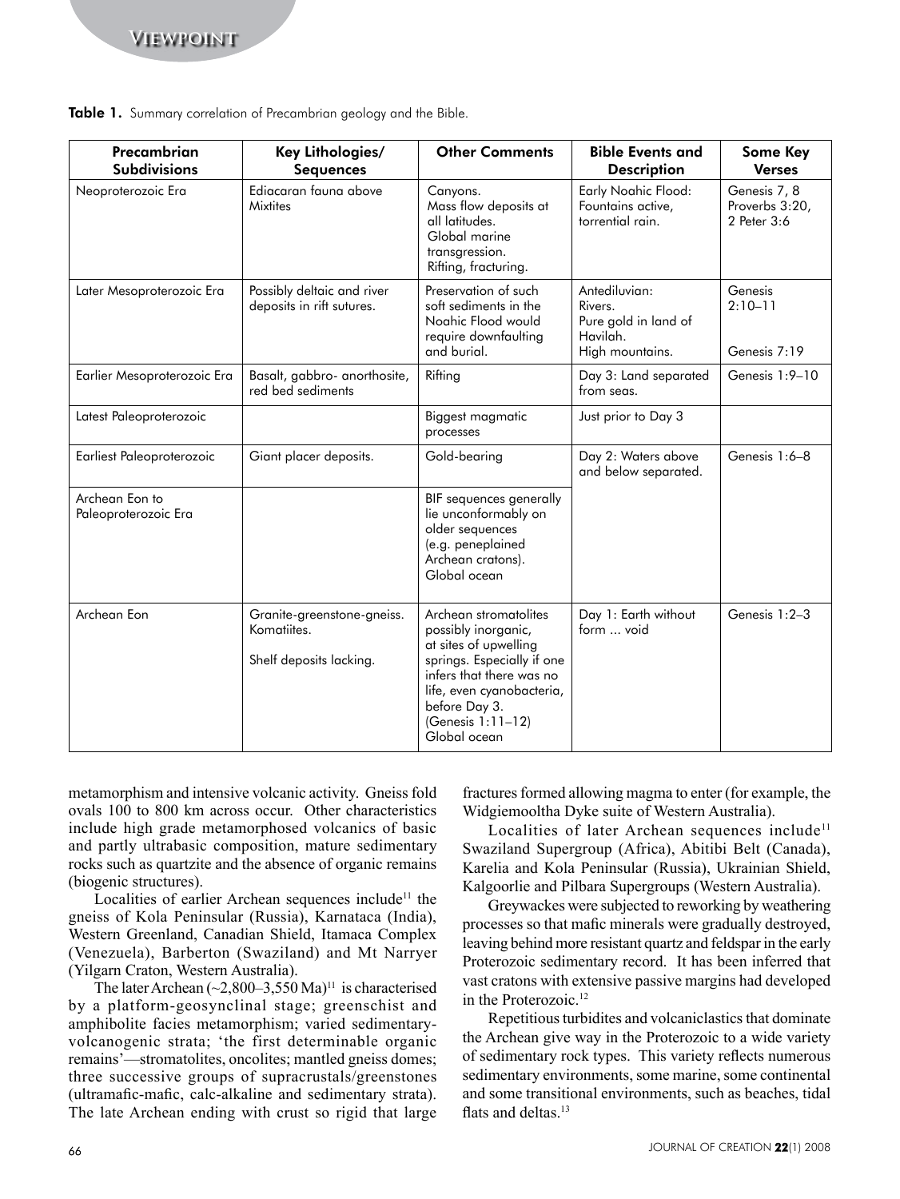**Table 1.** Summary correlation of Precambrian geology and the Bible.

| Precambrian Subdivisions | Key Lithologies/ Sequences | Other Comments | Bible Events and Description | Some Key Verses |
|---|---|---|---|---|
| Neoproterozoic Era | Ediacaran fauna above Mixtites | Canyons. Mass flow deposits at all latitudes. Global marine transgression. Rifting, fracturing. | Early Noahic Flood: Fountains active, torrential rain. | Genesis 7, 8 Proverbs 3:20, 2 Peter 3:6 |
| Later Mesoproterozoic Era | Possibly deltaic and river deposits in rift sutures. | Preservation of such soft sediments in the Noahic Flood would require downfaulting and burial. | Antediluvian: Rivers. Pure gold in land of Havilah. High mountains. | Genesis 2:10–11 Genesis 7:19 |
| Earlier Mesoproterozoic Era | Basalt, gabbro- anorthosite, red bed sediments | Rifting | Day 3: Land separated from seas. | Genesis 1:9–10 |
| Latest Paleoproterozoic | | Biggest magmatic processes | Just prior to Day 3 | |
| Earliest Paleoproterozoic | Giant placer deposits. | Gold-bearing | Day 2: Waters above and below separated. | Genesis 1:6–8 |
| Archean Eon to Paleoproterozoic Era | | BIF sequences generally lie unconformably on older sequences (e.g. peneplained Archean cratons). Global ocean | | |
| Archean Eon | Granite-greenstone-gneiss. Komatiites. Shelf deposits lacking. | Archean stromatolites possibly inorganic, at sites of upwelling springs. Especially if one infers that there was no life, even cyanobacteria, before Day 3. (Genesis 1:11–12) Global ocean | Day 1: Earth without form … void | Genesis 1:2–3 |

metamorphism and intensive volcanic activity. Gneiss fold ovals 100 to 800 km across occur. Other characteristics include high grade metamorphosed volcanics of basic and partly ultrabasic composition, mature sedimentary rocks such as quartzite and the absence of organic remains (biogenic structures).

Localities of earlier Archean sequences include[11] the gneiss of Kola Peninsular (Russia), Karnataca (India), Western Greenland, Canadian Shield, Itamaca Complex (Venezuela), Barberton (Swaziland) and Mt Narryer (Yilgarn Craton, Western Australia).

The later Archean (~2,800–3,550 Ma)[11] is characterised by a platform-geosynclinal stage; greenschist and amphibolite facies metamorphism; varied sedimentary-volcanogenic strata; 'the first determinable organic remains'—stromatolites, oncolites; mantled gneiss domes; three successive groups of supracrustals/greenstones (ultramafic-mafic, calc-alkaline and sedimentary strata). The late Archean ending with crust so rigid that large fractures formed allowing magma to enter (for example, the Widgiemooltha Dyke suite of Western Australia).

Localities of later Archean sequences include[11] Swaziland Supergroup (Africa), Abitibi Belt (Canada), Karelia and Kola Peninsular (Russia), Ukrainian Shield, Kalgoorlie and Pilbara Supergroups (Western Australia).

Greywackes were subjected to reworking by weathering processes so that mafic minerals were gradually destroyed, leaving behind more resistant quartz and feldspar in the early Proterozoic sedimentary record. It has been inferred that vast cratons with extensive passive margins had developed in the Proterozoic.[12]

Repetitious turbidites and volcaniclastics that dominate the Archean give way in the Proterozoic to a wide variety of sedimentary rock types. This variety reflects numerous sedimentary environments, some marine, some continental and some transitional environments, such as beaches, tidal flats and deltas.[13]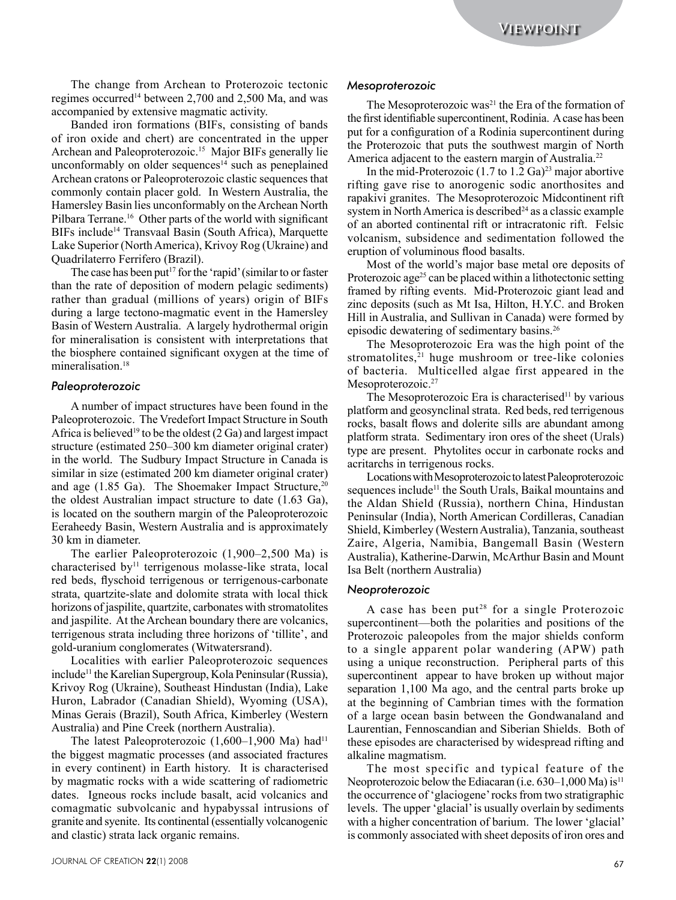The change from Archean to Proterozoic tectonic regimes occurred[14] between 2,700 and 2,500 Ma, and was accompanied by extensive magmatic activity.

Banded iron formations (BIFs, consisting of bands of iron oxide and chert) are concentrated in the upper Archean and Paleoproterozoic.[15] Major BIFs generally lie unconformably on older sequences[14] such as peneplained Archean cratons or Paleoproterozoic clastic sequences that commonly contain placer gold. In Western Australia, the Hamersley Basin lies unconformably on the Archean North Pilbara Terrane.[16] Other parts of the world with significant BIFs include[14] Transvaal Basin (South Africa), Marquette Lake Superior (North America), Krivoy Rog (Ukraine) and Quadrilaterro Ferrifero (Brazil).

The case has been put[17] for the 'rapid' (similar to or faster than the rate of deposition of modern pelagic sediments) rather than gradual (millions of years) origin of BIFs during a large tectono-magmatic event in the Hamersley Basin of Western Australia. A largely hydrothermal origin for mineralisation is consistent with interpretations that the biosphere contained significant oxygen at the time of mineralisation.[18]

### *Paleoproterozoic*

A number of impact structures have been found in the Paleoproterozoic. The Vredefort Impact Structure in South Africa is believed[19] to be the oldest (2 Ga) and largest impact structure (estimated 250–300 km diameter original crater) in the world. The Sudbury Impact Structure in Canada is similar in size (estimated 200 km diameter original crater) and age (1.85 Ga). The Shoemaker Impact Structure,[20] the oldest Australian impact structure to date (1.63 Ga), is located on the southern margin of the Paleoproterozoic Eeraheedy Basin, Western Australia and is approximately 30 km in diameter.

The earlier Paleoproterozoic (1,900–2,500 Ma) is characterised by[11] terrigenous molasse-like strata, local red beds, flyschoid terrigenous or terrigenous-carbonate strata, quartzite-slate and dolomite strata with local thick horizons of jaspilite, quartzite, carbonates with stromatolites and jaspilite. At the Archean boundary there are volcanics, terrigenous strata including three horizons of 'tillite', and gold-uranium conglomerates (Witwatersrand).

Localities with earlier Paleoproterozoic sequences include[11] the Karelian Supergroup, Kola Peninsular (Russia), Krivoy Rog (Ukraine), Southeast Hindustan (India), Lake Huron, Labrador (Canadian Shield), Wyoming (USA), Minas Gerais (Brazil), South Africa, Kimberley (Western Australia) and Pine Creek (northern Australia).

The latest Paleoproterozoic (1,600–1,900 Ma) had[11] the biggest magmatic processes (and associated fractures in every continent) in Earth history. It is characterised by magmatic rocks with a wide scattering of radiometric dates. Igneous rocks include basalt, acid volcanics and comagmatic subvolcanic and hypabyssal intrusions of granite and syenite. Its continental (essentially volcanogenic and clastic) strata lack organic remains.

### *Mesoproterozoic*

The Mesoproterozoic was[21] the Era of the formation of the first identifiable supercontinent, Rodinia. A case has been put for a configuration of a Rodinia supercontinent during the Proterozoic that puts the southwest margin of North America adjacent to the eastern margin of Australia.[22]

In the mid-Proterozoic (1.7 to 1.2 Ga)[23] major abortive rifting gave rise to anorogenic sodic anorthosites and rapakivi granites. The Mesoproterozoic Midcontinent rift system in North America is described[24] as a classic example of an aborted continental rift or intracratonic rift. Felsic volcanism, subsidence and sedimentation followed the eruption of voluminous flood basalts.

Most of the world's major base metal ore deposits of Proterozoic age[25] can be placed within a lithotectonic setting framed by rifting events. Mid-Proterozoic giant lead and zinc deposits (such as Mt Isa, Hilton, H.Y.C. and Broken Hill in Australia, and Sullivan in Canada) were formed by episodic dewatering of sedimentary basins.[26]

The Mesoproterozoic Era was the high point of the stromatolites,[21] huge mushroom or tree-like colonies of bacteria. Multicelled algae first appeared in the Mesoproterozoic.[27]

The Mesoproterozoic Era is characterised[11] by various platform and geosynclinal strata. Red beds, red terrigenous rocks, basalt flows and dolerite sills are abundant among platform strata. Sedimentary iron ores of the sheet (Urals) type are present. Phytolites occur in carbonate rocks and acritarchs in terrigenous rocks.

Locations with Mesoproterozoic to latest Paleoproterozoic sequences include[11] the South Urals, Baikal mountains and the Aldan Shield (Russia), northern China, Hindustan Peninsular (India), North American Cordilleras, Canadian Shield, Kimberley (Western Australia), Tanzania, southeast Zaire, Algeria, Namibia, Bangemall Basin (Western Australia), Katherine-Darwin, McArthur Basin and Mount Isa Belt (northern Australia)

### *Neoproterozoic*

A case has been put[28] for a single Proterozoic supercontinent—both the polarities and positions of the Proterozoic paleopoles from the major shields conform to a single apparent polar wandering (APW) path using a unique reconstruction. Peripheral parts of this supercontinent appear to have broken up without major separation 1,100 Ma ago, and the central parts broke up at the beginning of Cambrian times with the formation of a large ocean basin between the Gondwanaland and Laurentian, Fennoscandian and Siberian Shields. Both of these episodes are characterised by widespread rifting and alkaline magmatism.

The most specific and typical feature of the Neoproterozoic below the Ediacaran (i.e. 630–1,000 Ma) is[11] the occurrence of 'glaciogene' rocks from two stratigraphic levels. The upper 'glacial' is usually overlain by sediments with a higher concentration of barium. The lower 'glacial' is commonly associated with sheet deposits of iron ores and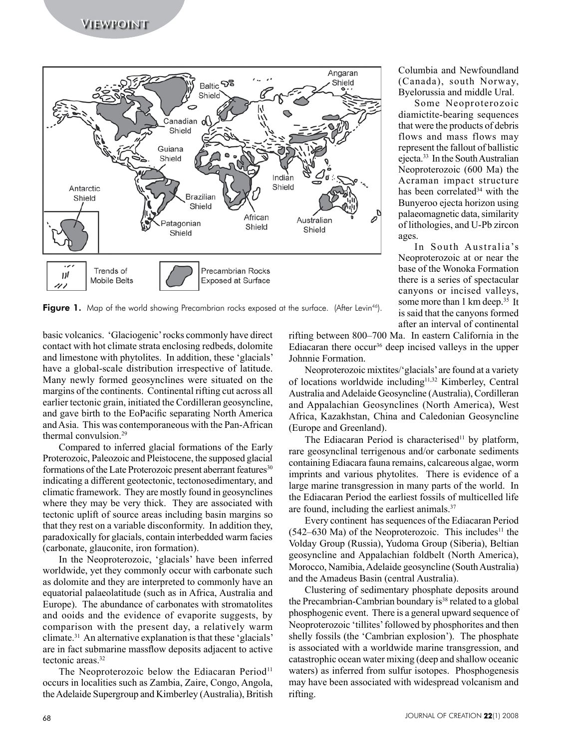Figure 1. Map of the world showing Precambrian rocks exposed at the surface. (After Levin[46]).

basic volcanics. 'Glaciogenic' rocks commonly have direct contact with hot climate strata enclosing redbeds, dolomite and limestone with phytolites. In addition, these 'glacials' have a global-scale distribution irrespective of latitude. Many newly formed geosynclines were situated on the margins of the continents. Continental rifting cut across all earlier tectonic grain, initiated the Cordilleran geosyncline, and gave birth to the EoPacific separating North America and Asia. This was contemporaneous with the Pan-African thermal convulsion.[29]

Compared to inferred glacial formations of the Early Proterozoic, Paleozoic and Pleistocene, the supposed glacial formations of the Late Proterozoic present aberrant features[30] indicating a different geotectonic, tectonosedimentary, and climatic framework. They are mostly found in geosynclines where they may be very thick. They are associated with tectonic uplift of source areas including basin margins so that they rest on a variable disconformity. In addition they, paradoxically for glacials, contain interbedded warm facies (carbonate, glauconite, iron formation).

In the Neoproterozoic, 'glacials' have been inferred worldwide, yet they commonly occur with carbonate such as dolomite and they are interpreted to commonly have an equatorial palaeolatitude (such as in Africa, Australia and Europe). The abundance of carbonates with stromatolites and ooids and the evidence of evaporite suggests, by comparison with the present day, a relatively warm climate.[31] An alternative explanation is that these 'glacials' are in fact submarine massflow deposits adjacent to active tectonic areas.[32]

The Neoproterozoic below the Ediacaran Period[11] occurs in localities such as Zambia, Zaire, Congo, Angola, the Adelaide Supergroup and Kimberley (Australia), British Columbia and Newfoundland (Canada), south Norway, Byelorussia and middle Ural.

Some Neoproterozoic diamictite-bearing sequences that were the products of debris flows and mass flows may represent the fallout of ballistic ejecta.[33] In the South Australian Neoproterozoic (600 Ma) the Acraman impact structure has been correlated[34] with the Bunyeroo ejecta horizon using palaeomagnetic data, similarity of lithologies, and U-Pb zircon ages.

In South Australia's Neoproterozoic at or near the base of the Wonoka Formation there is a series of spectacular canyons or incised valleys, some more than 1 km deep.[35] It is said that the canyons formed after an interval of continental rifting between 800–700 Ma. In eastern California in the Ediacaran there occur[36] deep incised valleys in the upper Johnnie Formation.

Neoproterozoic mixtites/'glacials' are found at a variety of locations worldwide including[11,32] Kimberley, Central Australia and Adelaide Geosyncline (Australia), Cordilleran and Appalachian Geosynclines (North America), West Africa, Kazakhstan, China and Caledonian Geosyncline (Europe and Greenland).

The Ediacaran Period is characterised[11] by platform, rare geosynclinal terrigenous and/or carbonate sediments containing Ediacara fauna remains, calcareous algae, worm imprints and various phytolites. There is evidence of a large marine transgression in many parts of the world. In the Ediacaran Period the earliest fossils of multicelled life are found, including the earliest animals.[37]

Every continent has sequences of the Ediacaran Period (542–630 Ma) of the Neoproterozoic. This includes[11] the Volday Group (Russia), Yudoma Group (Siberia), Beltian geosyncline and Appalachian foldbelt (North America), Morocco, Namibia, Adelaide geosyncline (South Australia) and the Amadeus Basin (central Australia).

Clustering of sedimentary phosphate deposits around the Precambrian-Cambrian boundary is[38] related to a global phosphogenic event. There is a general upward sequence of Neoproterozoic 'tillites' followed by phosphorites and then shelly fossils (the 'Cambrian explosion'). The phosphate is associated with a worldwide marine transgression, and catastrophic ocean water mixing (deep and shallow oceanic waters) as inferred from sulfur isotopes. Phosphogenesis may have been associated with widespread volcanism and rifting.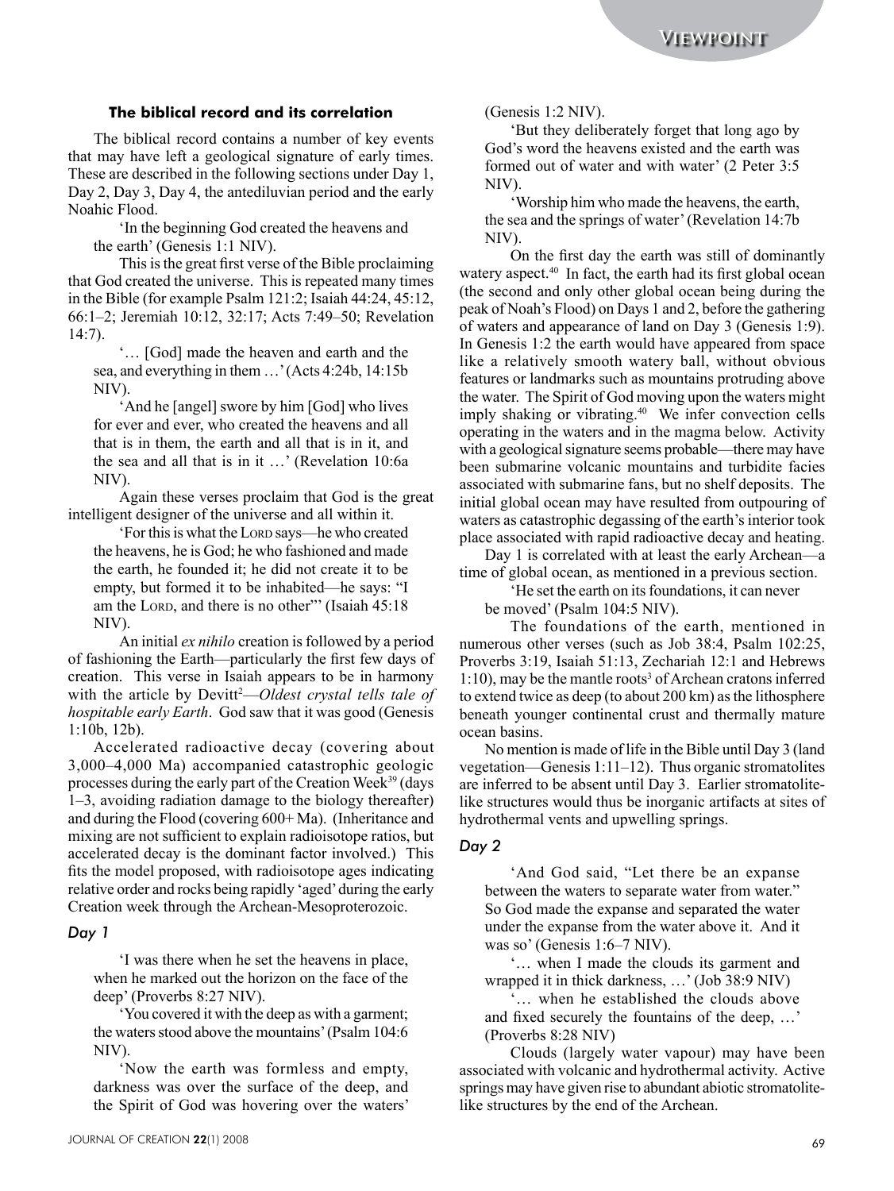### The biblical record and its correlation

The biblical record contains a number of key events that may have left a geological signature of early times. These are described in the following sections under Day 1, Day 2, Day 3, Day 4, the antediluvian period and the early Noahic Flood.

> 'In the beginning God created the heavens and the earth' (Genesis 1:1 NIV).

This is the great first verse of the Bible proclaiming that God created the universe. This is repeated many times in the Bible (for example Psalm 121:2; Isaiah 44:24, 45:12, 66:1–2; Jeremiah 10:12, 32:17; Acts 7:49–50; Revelation 14:7).

> '… [God] made the heaven and earth and the sea, and everything in them …' (Acts 4:24b, 14:15b NIV).

> 'And he [angel] swore by him [God] who lives for ever and ever, who created the heavens and all that is in them, the earth and all that is in it, and the sea and all that is in it …' (Revelation 10:6a NIV).

Again these verses proclaim that God is the great intelligent designer of the universe and all within it.

> 'For this is what the LORD says—he who created the heavens, he is God; he who fashioned and made the earth, he founded it; he did not create it to be empty, but formed it to be inhabited—he says: "I am the LORD, and there is no other"' (Isaiah 45:18 NIV).

An initial *ex nihilo* creation is followed by a period of fashioning the Earth—particularly the first few days of creation. This verse in Isaiah appears to be in harmony with the article by Devitt[2]—*Oldest crystal tells tale of hospitable early Earth*. God saw that it was good (Genesis 1:10b, 12b).

Accelerated radioactive decay (covering about 3,000–4,000 Ma) accompanied catastrophic geologic processes during the early part of the Creation Week[39] (days 1–3, avoiding radiation damage to the biology thereafter) and during the Flood (covering 600+ Ma). (Inheritance and mixing are not sufficient to explain radioisotope ratios, but accelerated decay is the dominant factor involved.) This fits the model proposed, with radioisotope ages indicating relative order and rocks being rapidly 'aged' during the early Creation week through the Archean-Mesoproterozoic.

#### *Day 1*

> 'I was there when he set the heavens in place, when he marked out the horizon on the face of the deep' (Proverbs 8:27 NIV).

> 'You covered it with the deep as with a garment; the waters stood above the mountains' (Psalm 104:6 NIV).

> 'Now the earth was formless and empty, darkness was over the surface of the deep, and the Spirit of God was hovering over the waters' (Genesis 1:2 NIV).

> 'But they deliberately forget that long ago by God's word the heavens existed and the earth was formed out of water and with water' (2 Peter 3:5 NIV).

> 'Worship him who made the heavens, the earth, the sea and the springs of water' (Revelation 14:7b NIV).

On the first day the earth was still of dominantly watery aspect.[40] In fact, the earth had its first global ocean (the second and only other global ocean being during the peak of Noah's Flood) on Days 1 and 2, before the gathering of waters and appearance of land on Day 3 (Genesis 1:9). In Genesis 1:2 the earth would have appeared from space like a relatively smooth watery ball, without obvious features or landmarks such as mountains protruding above the water. The Spirit of God moving upon the waters might imply shaking or vibrating.[40] We infer convection cells operating in the waters and in the magma below. Activity with a geological signature seems probable—there may have been submarine volcanic mountains and turbidite facies associated with submarine fans, but no shelf deposits. The initial global ocean may have resulted from outpouring of waters as catastrophic degassing of the earth's interior took place associated with rapid radioactive decay and heating.

Day 1 is correlated with at least the early Archean—a time of global ocean, as mentioned in a previous section.

> 'He set the earth on its foundations, it can never be moved' (Psalm 104:5 NIV).

The foundations of the earth, mentioned in numerous other verses (such as Job 38:4, Psalm 102:25, Proverbs 3:19, Isaiah 51:13, Zechariah 12:1 and Hebrews 1:10), may be the mantle roots[3] of Archean cratons inferred to extend twice as deep (to about 200 km) as the lithosphere beneath younger continental crust and thermally mature ocean basins.

No mention is made of life in the Bible until Day 3 (land vegetation—Genesis 1:11–12). Thus organic stromatolites are inferred to be absent until Day 3. Earlier stromatolite-like structures would thus be inorganic artifacts at sites of hydrothermal vents and upwelling springs.

#### *Day 2*

> 'And God said, "Let there be an expanse between the waters to separate water from water." So God made the expanse and separated the water under the expanse from the water above it. And it was so' (Genesis 1:6–7 NIV).

> '… when I made the clouds its garment and wrapped it in thick darkness, …' (Job 38:9 NIV)

> '… when he established the clouds above and fixed securely the fountains of the deep, …' (Proverbs 8:28 NIV)

Clouds (largely water vapour) may have been associated with volcanic and hydrothermal activity. Active springs may have given rise to abundant abiotic stromatolite-like structures by the end of the Archean.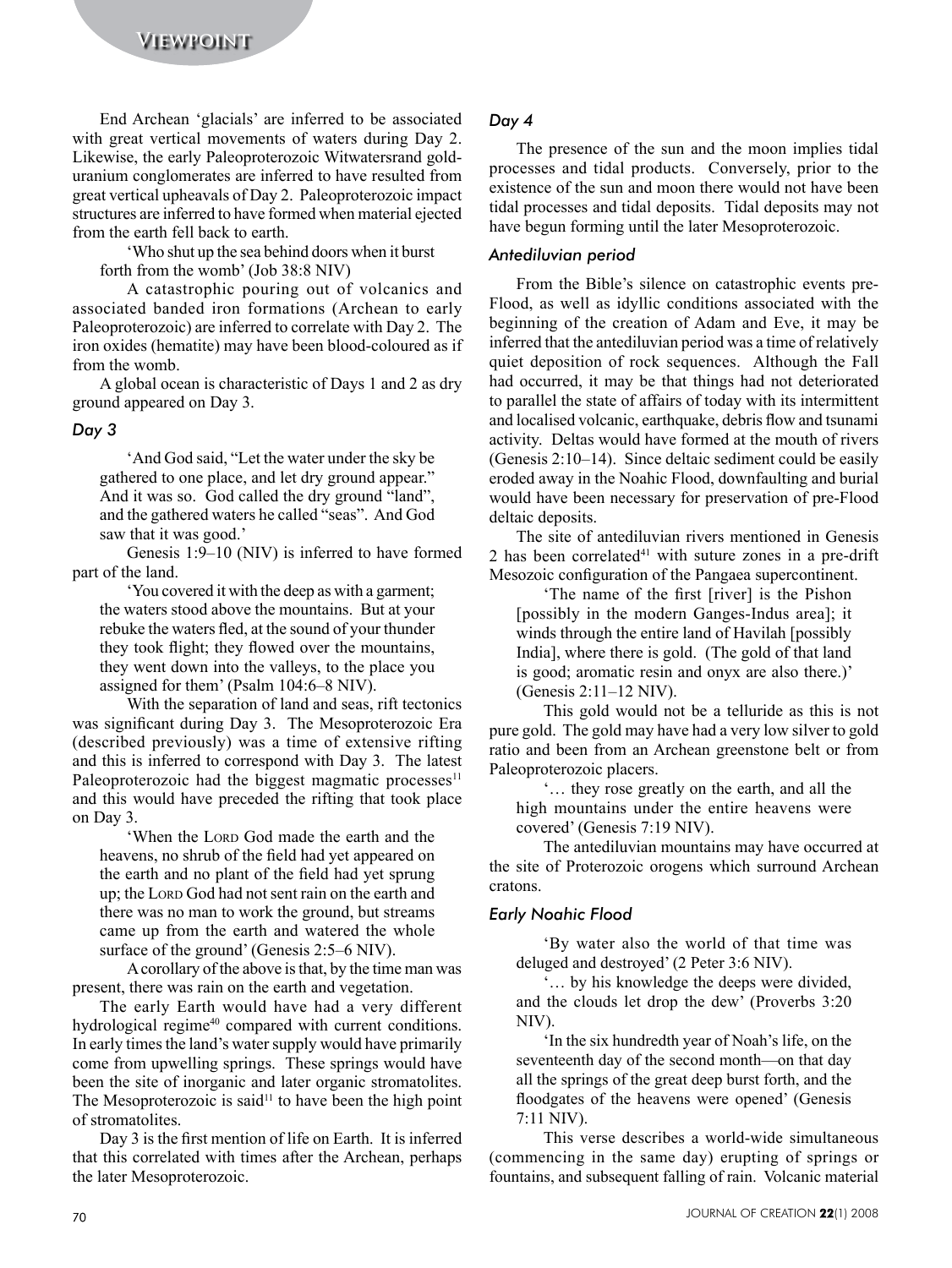End Archean 'glacials' are inferred to be associated with great vertical movements of waters during Day 2. Likewise, the early Paleoproterozoic Witwatersrand gold-uranium conglomerates are inferred to have resulted from great vertical upheavals of Day 2. Paleoproterozoic impact structures are inferred to have formed when material ejected from the earth fell back to earth.

> 'Who shut up the sea behind doors when it burst forth from the womb' (Job 38:8 NIV)

A catastrophic pouring out of volcanics and associated banded iron formations (Archean to early Paleoproterozoic) are inferred to correlate with Day 2. The iron oxides (hematite) may have been blood-coloured as if from the womb.

A global ocean is characteristic of Days 1 and 2 as dry ground appeared on Day 3.

### *Day 3*

> 'And God said, "Let the water under the sky be gathered to one place, and let dry ground appear." And it was so. God called the dry ground "land", and the gathered waters he called "seas". And God saw that it was good.'

Genesis 1:9–10 (NIV) is inferred to have formed part of the land.

> 'You covered it with the deep as with a garment; the waters stood above the mountains. But at your rebuke the waters fled, at the sound of your thunder they took flight; they flowed over the mountains, they went down into the valleys, to the place you assigned for them' (Psalm 104:6–8 NIV).

With the separation of land and seas, rift tectonics was significant during Day 3. The Mesoproterozoic Era (described previously) was a time of extensive rifting and this is inferred to correspond with Day 3. The latest Paleoproterozoic had the biggest magmatic processes[11] and this would have preceded the rifting that took place on Day 3.

> 'When the Lord God made the earth and the heavens, no shrub of the field had yet appeared on the earth and no plant of the field had yet sprung up; the Lord God had not sent rain on the earth and there was no man to work the ground, but streams came up from the earth and watered the whole surface of the ground' (Genesis 2:5–6 NIV).

A corollary of the above is that, by the time man was present, there was rain on the earth and vegetation.

The early Earth would have had a very different hydrological regime[40] compared with current conditions. In early times the land's water supply would have primarily come from upwelling springs. These springs would have been the site of inorganic and later organic stromatolites. The Mesoproterozoic is said[11] to have been the high point of stromatolites.

Day 3 is the first mention of life on Earth. It is inferred that this correlated with times after the Archean, perhaps the later Mesoproterozoic.

### *Day 4*

The presence of the sun and the moon implies tidal processes and tidal products. Conversely, prior to the existence of the sun and moon there would not have been tidal processes and tidal deposits. Tidal deposits may not have begun forming until the later Mesoproterozoic.

### *Antediluvian period*

From the Bible's silence on catastrophic events pre-Flood, as well as idyllic conditions associated with the beginning of the creation of Adam and Eve, it may be inferred that the antediluvian period was a time of relatively quiet deposition of rock sequences. Although the Fall had occurred, it may be that things had not deteriorated to parallel the state of affairs of today with its intermittent and localised volcanic, earthquake, debris flow and tsunami activity. Deltas would have formed at the mouth of rivers (Genesis 2:10–14). Since deltaic sediment could be easily eroded away in the Noahic Flood, downfaulting and burial would have been necessary for preservation of pre-Flood deltaic deposits.

The site of antediluvian rivers mentioned in Genesis 2 has been correlated[41] with suture zones in a pre-drift Mesozoic configuration of the Pangaea supercontinent.

> 'The name of the first [river] is the Pishon [possibly in the modern Ganges-Indus area]; it winds through the entire land of Havilah [possibly India], where there is gold. (The gold of that land is good; aromatic resin and onyx are also there.)' (Genesis 2:11–12 NIV).

This gold would not be a telluride as this is not pure gold. The gold may have had a very low silver to gold ratio and been from an Archean greenstone belt or from Paleoproterozoic placers.

> '… they rose greatly on the earth, and all the high mountains under the entire heavens were covered' (Genesis 7:19 NIV).

The antediluvian mountains may have occurred at the site of Proterozoic orogens which surround Archean cratons.

### *Early Noahic Flood*

> 'By water also the world of that time was deluged and destroyed' (2 Peter 3:6 NIV).
>
> '… by his knowledge the deeps were divided, and the clouds let drop the dew' (Proverbs 3:20 NIV).
>
> 'In the six hundredth year of Noah's life, on the seventeenth day of the second month—on that day all the springs of the great deep burst forth, and the floodgates of the heavens were opened' (Genesis 7:11 NIV).

This verse describes a world-wide simultaneous (commencing in the same day) erupting of springs or fountains, and subsequent falling of rain. Volcanic material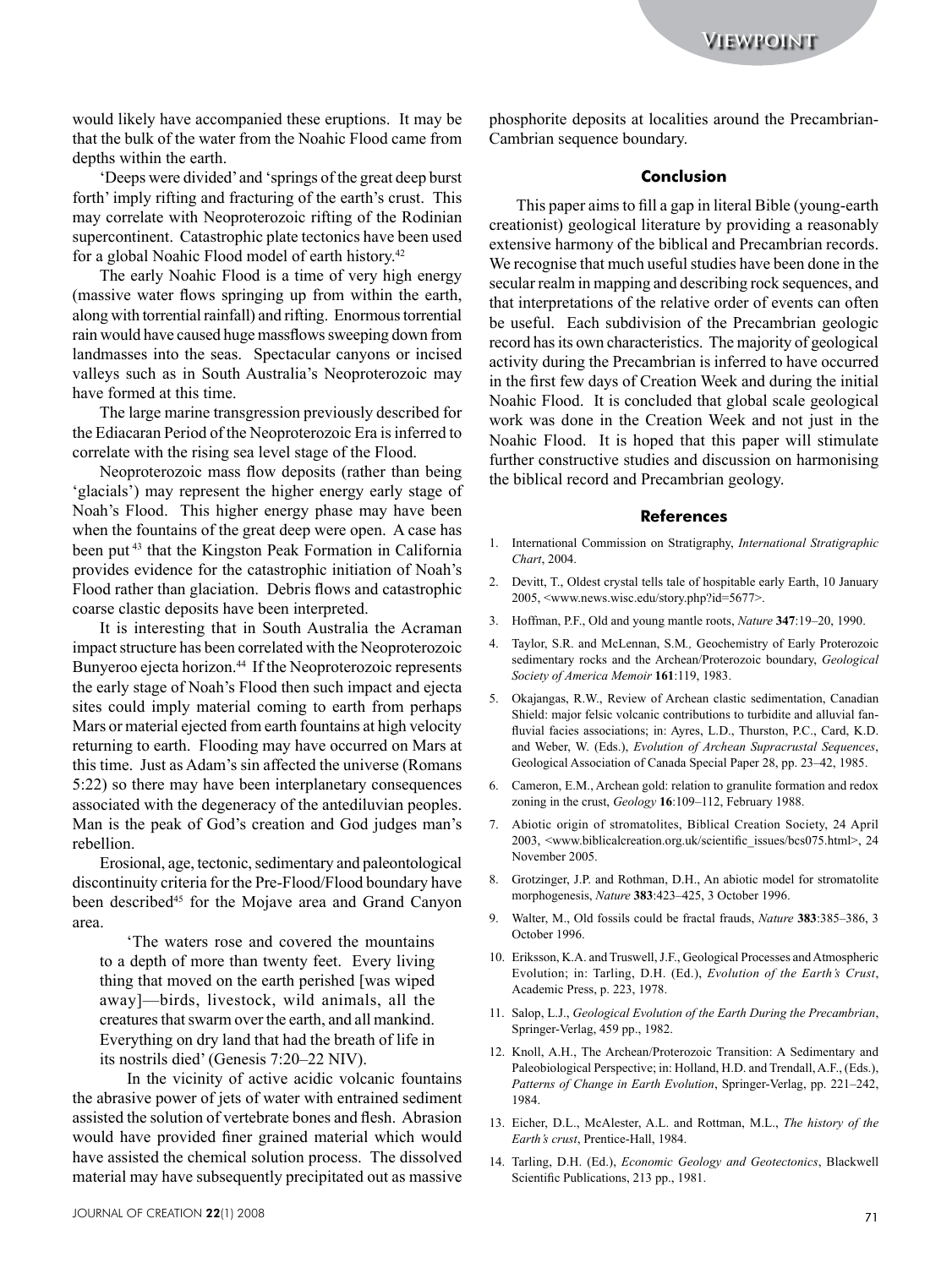would likely have accompanied these eruptions. It may be that the bulk of the water from the Noahic Flood came from depths within the earth.

'Deeps were divided' and 'springs of the great deep burst forth' imply rifting and fracturing of the earth's crust. This may correlate with Neoproterozoic rifting of the Rodinian supercontinent. Catastrophic plate tectonics have been used for a global Noahic Flood model of earth history.[42]

The early Noahic Flood is a time of very high energy (massive water flows springing up from within the earth, along with torrential rainfall) and rifting. Enormous torrential rain would have caused huge massflows sweeping down from landmasses into the seas. Spectacular canyons or incised valleys such as in South Australia's Neoproterozoic may have formed at this time.

The large marine transgression previously described for the Ediacaran Period of the Neoproterozoic Era is inferred to correlate with the rising sea level stage of the Flood.

Neoproterozoic mass flow deposits (rather than being 'glacials') may represent the higher energy early stage of Noah's Flood. This higher energy phase may have been when the fountains of the great deep were open. A case has been put [43] that the Kingston Peak Formation in California provides evidence for the catastrophic initiation of Noah's Flood rather than glaciation. Debris flows and catastrophic coarse clastic deposits have been interpreted.

It is interesting that in South Australia the Acraman impact structure has been correlated with the Neoproterozoic Bunyeroo ejecta horizon.[44] If the Neoproterozoic represents the early stage of Noah's Flood then such impact and ejecta sites could imply material coming to earth from perhaps Mars or material ejected from earth fountains at high velocity returning to earth. Flooding may have occurred on Mars at this time. Just as Adam's sin affected the universe (Romans 5:22) so there may have been interplanetary consequences associated with the degeneracy of the antediluvian peoples. Man is the peak of God's creation and God judges man's rebellion.

Erosional, age, tectonic, sedimentary and paleontological discontinuity criteria for the Pre-Flood/Flood boundary have been described[45] for the Mojave area and Grand Canyon area.

> 'The waters rose and covered the mountains to a depth of more than twenty feet. Every living thing that moved on the earth perished [was wiped away]—birds, livestock, wild animals, all the creatures that swarm over the earth, and all mankind. Everything on dry land that had the breath of life in its nostrils died' (Genesis 7:20–22 NIV).

In the vicinity of active acidic volcanic fountains the abrasive power of jets of water with entrained sediment assisted the solution of vertebrate bones and flesh. Abrasion would have provided finer grained material which would have assisted the chemical solution process. The dissolved material may have subsequently precipitated out as massive phosphorite deposits at localities around the Precambrian-Cambrian sequence boundary.

## Conclusion

This paper aims to fill a gap in literal Bible (young-earth creationist) geological literature by providing a reasonably extensive harmony of the biblical and Precambrian records. We recognise that much useful studies have been done in the secular realm in mapping and describing rock sequences, and that interpretations of the relative order of events can often be useful. Each subdivision of the Precambrian geologic record has its own characteristics. The majority of geological activity during the Precambrian is inferred to have occurred in the first few days of Creation Week and during the initial Noahic Flood. It is concluded that global scale geological work was done in the Creation Week and not just in the Noahic Flood. It is hoped that this paper will stimulate further constructive studies and discussion on harmonising the biblical record and Precambrian geology.

## References

1. International Commission on Stratigraphy, *International Stratigraphic Chart*, 2004.
2. Devitt, T., Oldest crystal tells tale of hospitable early Earth, 10 January 2005, <www.news.wisc.edu/story.php?id=5677>.
3. Hoffman, P.F., Old and young mantle roots, *Nature* **347**:19–20, 1990.
4. Taylor, S.R. and McLennan, S.M., Geochemistry of Early Proterozoic sedimentary rocks and the Archean/Proterozoic boundary, *Geological Society of America Memoir* **161**:119, 1983.
5. Okajangas, R.W., Review of Archean clastic sedimentation, Canadian Shield: major felsic volcanic contributions to turbidite and alluvial fan-fluvial facies associations; in: Ayres, L.D., Thurston, P.C., Card, K.D. and Weber, W. (Eds.), *Evolution of Archean Supracrustal Sequences*, Geological Association of Canada Special Paper 28, pp. 23–42, 1985.
6. Cameron, E.M., Archean gold: relation to granulite formation and redox zoning in the crust, *Geology* **16**:109–112, February 1988.
7. Abiotic origin of stromatolites, Biblical Creation Society, 24 April 2003, <www.biblicalcreation.org.uk/scientific_issues/bcs075.html>, 24 November 2005.
8. Grotzinger, J.P. and Rothman, D.H., An abiotic model for stromatolite morphogenesis, *Nature* **383**:423–425, 3 October 1996.
9. Walter, M., Old fossils could be fractal frauds, *Nature* **383**:385–386, 3 October 1996.
10. Eriksson, K.A. and Truswell, J.F., Geological Processes and Atmospheric Evolution; in: Tarling, D.H. (Ed.), *Evolution of the Earth's Crust*, Academic Press, p. 223, 1978.
11. Salop, L.J., *Geological Evolution of the Earth During the Precambrian*, Springer-Verlag, 459 pp., 1982.
12. Knoll, A.H., The Archean/Proterozoic Transition: A Sedimentary and Paleobiological Perspective; in: Holland, H.D. and Trendall, A.F., (Eds.), *Patterns of Change in Earth Evolution*, Springer-Verlag, pp. 221–242, 1984.
13. Eicher, D.L., McAlester, A.L. and Rottman, M.L., *The history of the Earth's crust*, Prentice-Hall, 1984.
14. Tarling, D.H. (Ed.), *Economic Geology and Geotectonics*, Blackwell Scientific Publications, 213 pp., 1981.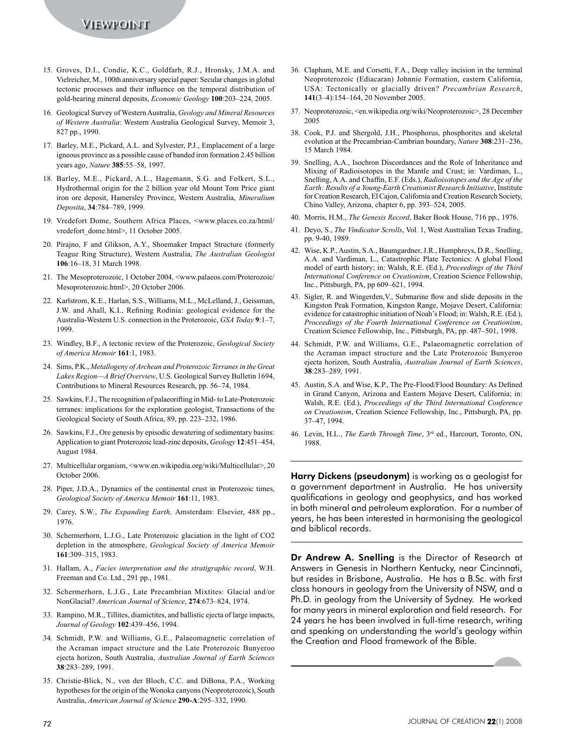15. Groves, D.I., Condie, K.C., Goldfarb, R.J., Hronsky, J.M.A. and Vielreicher, M., 100th anniversary special paper: Secular changes in global tectonic processes and their influence on the temporal distribution of gold-bearing mineral deposits, *Economic Geology* **100**:203–224, 2005.
16. Geological Survey of Western Australia, *Geology and Mineral Resources of Western Australia*: Western Australia Geological Survey, Memoir 3, 827 pp., 1990.
17. Barley, M.E., Pickard, A.L. and Sylvester, P.J., Emplacement of a large igneous province as a possible cause of banded iron formation 2.45 billion years ago, *Nature* **385**:55–58, 1997.
18. Barley, M.E., Pickard, A.L., Hagemann, S.G. and Folkert, S.L., Hydrothermal origin for the 2 billion year old Mount Tom Price giant iron ore deposit, Hamersley Province, Western Australia, *Mineralium Deposita*, **34**:784–789, 1999.
19. Vredefort Dome, Southern Africa Places, <www.places.co.za/html/vredefort_dome.html>, 11 October 2005.
20. Pirajno, F and Glikson, A.Y., Shoemaker Impact Structure (formerly Teague Ring Structure), Western Australia, *The Australian Geologist* **106**:16–18, 31 March 1998.
21. The Mesoproterozoic, 1 October 2004, <www.palaeos.com/Proterozoic/Mesoproterozoic.html>, 20 October 2006.
22. Karlstrom, K.E., Harlan, S.S., Williams, M.L., McLelland, J., Geissman, J.W. and Ahall, K.I., Refining Rodinia: geological evidence for the Australia-Western U.S. connection in the Proterozoic, *GSA Today* **9**:1–7, 1999.
23. Windley, B.F., A tectonic review of the Proterozoic, *Geological Society of America Memoir* **161**:1, 1983.
24. Sims, P.K., *Metallogeny of Archean and Proterozoic Terranes in the Great Lakes Region—A Brief Overview*, U.S. Geological Survey Bulletin 1694, Contributions to Mineral Resources Research, pp. 56–74, 1984.
25. Sawkins, F.J., The recognition of palaeorifting in Mid- to Late-Proterozoic terranes: implications for the exploration geologist, Transactions of the Geological Society of South Africa, 89, pp. 223–232, 1986.
26. Sawkins, F.J., Ore genesis by episodic dewatering of sedimentary basins: Application to giant Proterozoic lead-zinc deposits, *Geology* **12**:451–454, August 1984.
27. Multicellular organism, <www.en.wikipedia.org/wiki/Multicellular>, 20 October 2006.
28. Piper, J.D.A., Dynamics of the continental crust in Proterozoic times, *Geological Society of America Memoir* **161**:11, 1983.
29. Carey, S.W., *The Expanding Earth,* Amsterdam: Elsevier, 488 pp., 1976.
30. Schermerhorn, L.J.G., Late Proterozoic glaciation in the light of CO2 depletion in the atmosphere, *Geological Society of America Memoir* **161**:309–315, 1983.
31. Hallam, A., *Facies interpretation and the stratigraphic record*, W.H. Freeman and Co. Ltd., 291 pp., 1981.
32. Schermerhorn, L.J.G., Late Precambrian Mixtites: Glacial and/or NonGlacial? *American Journal of Science*, **274**:673–824, 1974.
33. Rampino, M.R., Tillites, diamictites, and ballistic ejecta of large impacts, *Journal of Geology* **102**:439–456, 1994.
34. Schmidt, P.W. and Williams, G.E., Palaeomagnetic correlation of the Acraman impact structure and the Late Proterozoic Bunyeroo ejecta horizon, South Australia, *Australian Journal of Earth Sciences* **38**:283–289, 1991.
35. Christie-Blick, N., von der Bloch, C.C. and DiBona, P.A., Working hypotheses for the origin of the Wonoka canyons (Neoproterozoic), South Australia, *American Journal of Science* **290-A**:295–332, 1990.
36. Clapham, M.E. and Corsetti, F.A., Deep valley incision in the terminal Neoproterozoic (Ediacaran) Johnnie Formation, eastern California, USA: Tectonically or glacially driven? *Precambrian Research*, **141**(3–4):154–164, 20 November 2005.
37. Neoproterozoic, <en.wikipedia.org/wiki/Neoproterozoic>, 28 December 2005
38. Cook, P.J. and Shergold, J.H., Phosphorus, phosphorites and skeletal evolution at the Precambrian-Cambrian boundary, *Nature* **308**:231–236, 15 March 1984.
39. Snelling, A.A., Isochron Discordances and the Role of Inheritance and Mixing of Radioisotopes in the Mantle and Crust; in: Vardiman, L., Snelling, A.A. and Chaffin, E.F. (Eds.), *Radioisotopes and the Age of the Earth: Results of a Young-Earth Creationist Research Initiative*, Institute for Creation Research, El Cajon, California and Creation Research Society, Chino Valley, Arizona, chapter 6, pp. 393–524, 2005.
40. Morris, H.M., *The Genesis Record*, Baker Book House, 716 pp., 1976.
41. Deyo, S., *The Vindicator Scrolls*, Vol. 1, West Australian Texas Trading, pp. 9-40, 1989.
42. Wise, K.P., Austin, S.A., Baumgardner, J.R., Humphreys, D.R., Snelling, A.A. and Vardiman, L., Catastrophic Plate Tectonics: A global Flood model of earth history; in: Walsh, R.E. (Ed.), *Proceedings of the Third International Conference on Creationism*, Creation Science Fellowship, Inc., Pittsburgh, PA, pp 609–621, 1994.
43. Sigler, R. and Wingerden,V., Submarine flow and slide deposits in the Kingston Peak Formation, Kingston Range, Mojave Desert, California: evidence for catastrophic initiation of Noah's Flood; in: Walsh, R.E. (Ed.), *Proceedings of the Fourth International Conference on Creationism*, Creation Science Fellowship, Inc., Pittsburgh, PA, pp. 487–501, 1998.
44. Schmidt, P.W. and Williams, G.E., Palaeomagnetic correlation of the Acraman impact structure and the Late Proterozoic Bunyeroo ejecta horizon, South Australia, *Australian Journal of Earth Sciences*, **38**:283–289, 1991.
45. Austin, S.A. and Wise, K.P., The Pre-Flood/Flood Boundary: As Defined in Grand Canyon, Arizona and Eastern Mojave Desert, California; in: Walsh, R.E. (Ed.), *Proceedings of the Third International Conference on Creationism*, Creation Science Fellowship, Inc., Pittsburgh, PA, pp. 37–47, 1994.
46. Levin, H.L., *The Earth Through Time*, 3rd ed., Harcourt, Toronto, ON, 1988.

---

**Harry Dickens (pseudonym)** is working as a geologist for a government department in Australia. He has university qualifications in geology and geophysics, and has worked in both mineral and petroleum exploration. For a number of years, he has been interested in harmonising the geological and biblical records.

---

**Dr Andrew A. Snelling** is the Director of Research at Answers in Genesis in Northern Kentucky, near Cincinnati, but resides in Brisbane, Australia. He has a B.Sc. with first class honours in geology from the University of NSW, and a Ph.D. in geology from the University of Sydney. He worked for many years in mineral exploration and field research. For 24 years he has been involved in full-time research, writing and speaking on understanding the world's geology within the Creation and Flood framework of the Bible.